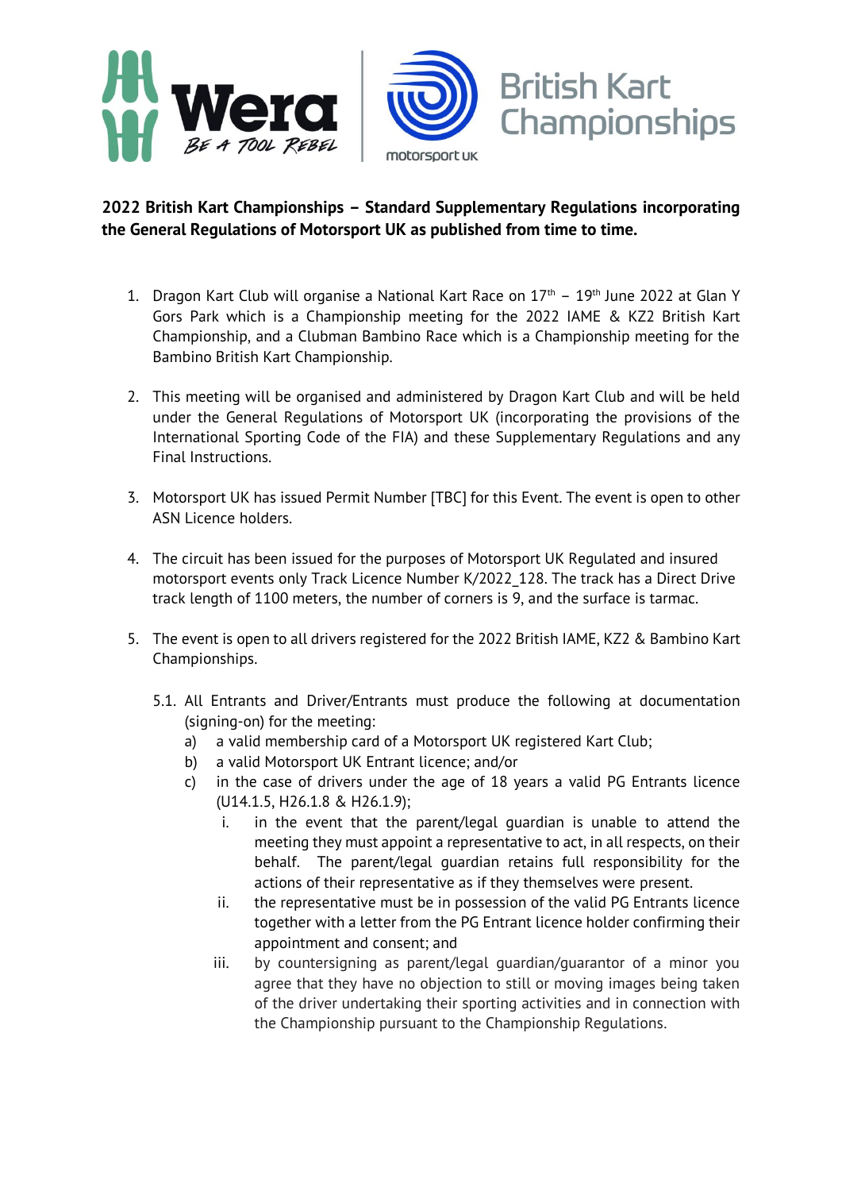**2022 British Kart Championships – Standard Supplementary Regulations incorporating the General Regulations of Motorsport UK as published from time to time.**

1. Dragon Kart Club will organise a National Kart Race on 17th – 19th June 2022 at Glan Y Gors Park which is a Championship meeting for the 2022 IAME & KZ2 British Kart Championship, and a Clubman Bambino Race which is a Championship meeting for the Bambino British Kart Championship.

2. This meeting will be organised and administered by Dragon Kart Club and will be held under the General Regulations of Motorsport UK (incorporating the provisions of the International Sporting Code of the FIA) and these Supplementary Regulations and any Final Instructions.

3. Motorsport UK has issued Permit Number [TBC] for this Event. The event is open to other ASN Licence holders.

4. The circuit has been issued for the purposes of Motorsport UK Regulated and insured motorsport events only Track Licence Number K/2022_128. The track has a Direct Drive track length of 1100 meters, the number of corners is 9, and the surface is tarmac.

5. The event is open to all drivers registered for the 2022 British IAME, KZ2 & Bambino Kart Championships.

   5.1. All Entrants and Driver/Entrants must produce the following at documentation (signing-on) for the meeting:
   
   a) a valid membership card of a Motorsport UK registered Kart Club;
   
   b) a valid Motorsport UK Entrant licence; and/or
   
   c) in the case of drivers under the age of 18 years a valid PG Entrants licence (U14.1.5, H26.1.8 & H26.1.9);
   
      i. in the event that the parent/legal guardian is unable to attend the meeting they must appoint a representative to act, in all respects, on their behalf. The parent/legal guardian retains full responsibility for the actions of their representative as if they themselves were present.
      
      ii. the representative must be in possession of the valid PG Entrants licence together with a letter from the PG Entrant licence holder confirming their appointment and consent; and
      
      iii. by countersigning as parent/legal guardian/guarantor of a minor you agree that they have no objection to still or moving images being taken of the driver undertaking their sporting activities and in connection with the Championship pursuant to the Championship Regulations.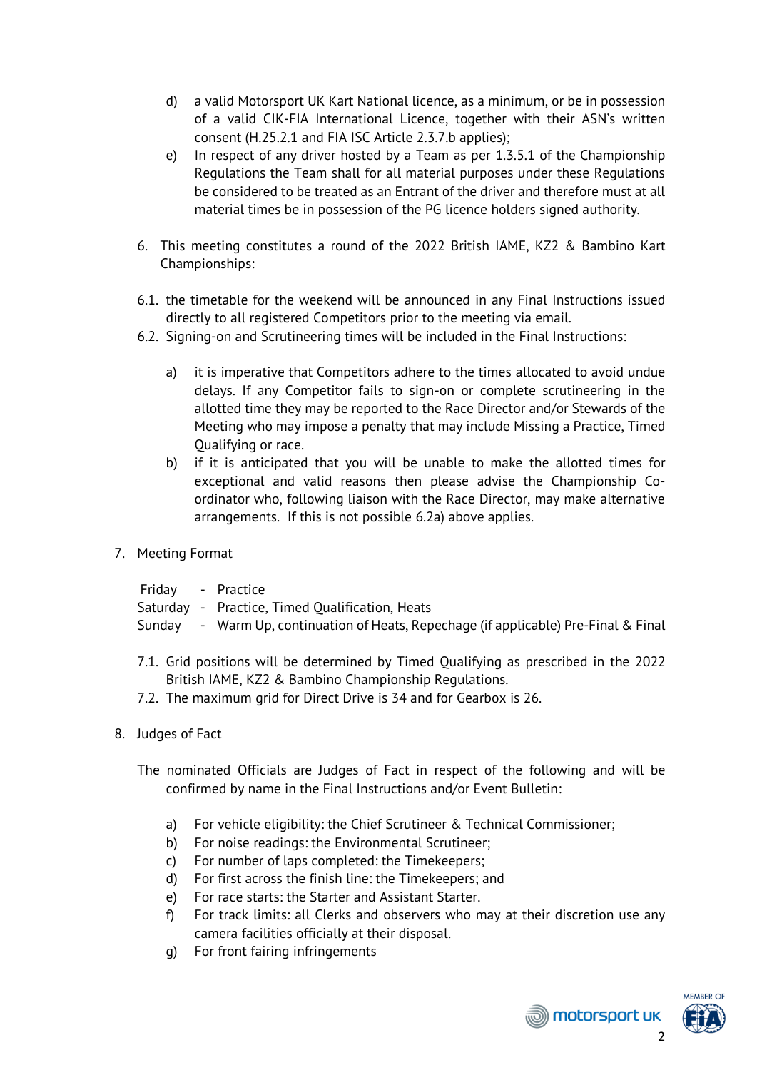d) a valid Motorsport UK Kart National licence, as a minimum, or be in possession of a valid CIK-FIA International Licence, together with their ASN's written consent (H.25.2.1 and FIA ISC Article 2.3.7.b applies);

e) In respect of any driver hosted by a Team as per 1.3.5.1 of the Championship Regulations the Team shall for all material purposes under these Regulations be considered to be treated as an Entrant of the driver and therefore must at all material times be in possession of the PG licence holders signed authority.

6. This meeting constitutes a round of the 2022 British IAME, KZ2 & Bambino Kart Championships:

6.1. the timetable for the weekend will be announced in any Final Instructions issued directly to all registered Competitors prior to the meeting via email.

6.2. Signing-on and Scrutineering times will be included in the Final Instructions:

a) it is imperative that Competitors adhere to the times allocated to avoid undue delays. If any Competitor fails to sign-on or complete scrutineering in the allotted time they may be reported to the Race Director and/or Stewards of the Meeting who may impose a penalty that may include Missing a Practice, Timed Qualifying or race.

b) if it is anticipated that you will be unable to make the allotted times for exceptional and valid reasons then please advise the Championship Co-ordinator who, following liaison with the Race Director, may make alternative arrangements. If this is not possible 6.2a) above applies.

7. Meeting Format

Friday - Practice
Saturday - Practice, Timed Qualification, Heats
Sunday - Warm Up, continuation of Heats, Repechage (if applicable) Pre-Final & Final

7.1. Grid positions will be determined by Timed Qualifying as prescribed in the 2022 British IAME, KZ2 & Bambino Championship Regulations.

7.2. The maximum grid for Direct Drive is 34 and for Gearbox is 26.

8. Judges of Fact

The nominated Officials are Judges of Fact in respect of the following and will be confirmed by name in the Final Instructions and/or Event Bulletin:

a) For vehicle eligibility: the Chief Scrutineer & Technical Commissioner;

b) For noise readings: the Environmental Scrutineer;

c) For number of laps completed: the Timekeepers;

d) For first across the finish line: the Timekeepers; and

e) For race starts: the Starter and Assistant Starter.

f) For track limits: all Clerks and observers who may at their discretion use any camera facilities officially at their disposal.

g) For front fairing infringements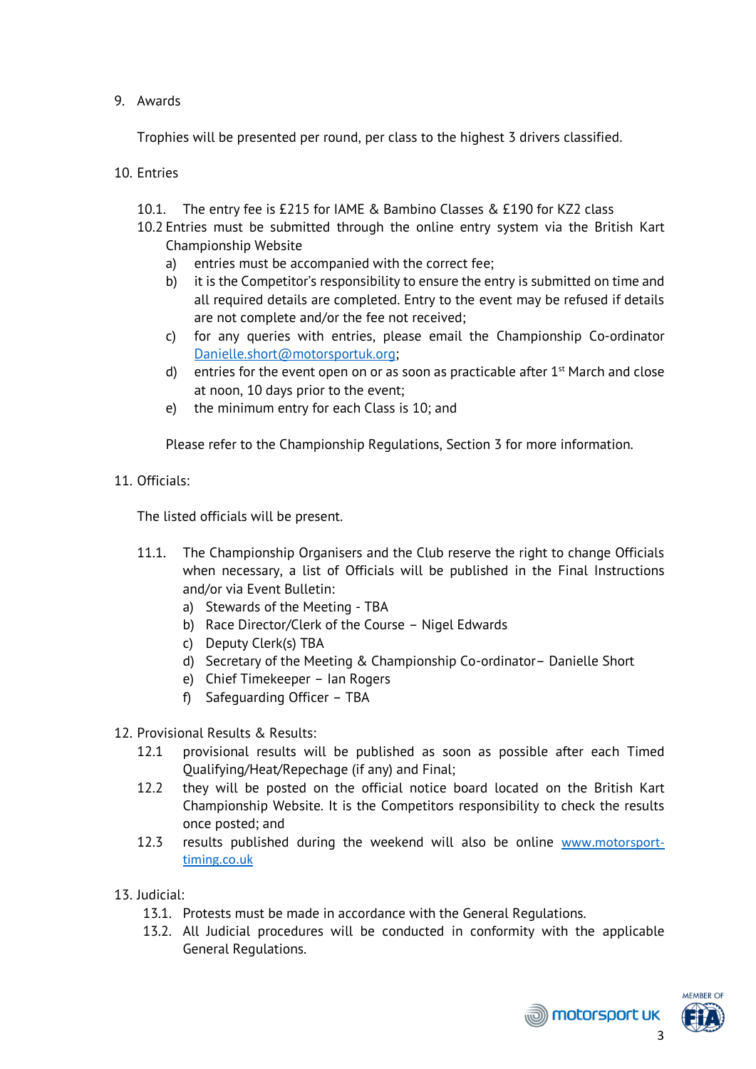9. Awards

   Trophies will be presented per round, per class to the highest 3 drivers classified.

10. Entries

    10.1. The entry fee is £215 for IAME & Bambino Classes & £190 for KZ2 class

    10.2 Entries must be submitted through the online entry system via the British Kart Championship Website

    a) entries must be accompanied with the correct fee;
    b) it is the Competitor's responsibility to ensure the entry is submitted on time and all required details are completed. Entry to the event may be refused if details are not complete and/or the fee not received;
    c) for any queries with entries, please email the Championship Co-ordinator [Danielle.short@motorsportuk.org](mailto:Danielle.short@motorsportuk.org);
    d) entries for the event open on or as soon as practicable after 1st March and close at noon, 10 days prior to the event;
    e) the minimum entry for each Class is 10; and

    Please refer to the Championship Regulations, Section 3 for more information.

11. Officials:

    The listed officials will be present.

    11.1. The Championship Organisers and the Club reserve the right to change Officials when necessary, a list of Officials will be published in the Final Instructions and/or via Event Bulletin:

    a) Stewards of the Meeting - TBA
    b) Race Director/Clerk of the Course – Nigel Edwards
    c) Deputy Clerk(s) TBA
    d) Secretary of the Meeting & Championship Co-ordinator– Danielle Short
    e) Chief Timekeeper – Ian Rogers
    f) Safeguarding Officer – TBA

12. Provisional Results & Results:

    12.1 provisional results will be published as soon as possible after each Timed Qualifying/Heat/Repechage (if any) and Final;

    12.2 they will be posted on the official notice board located on the British Kart Championship Website. It is the Competitors responsibility to check the results once posted; and

    12.3 results published during the weekend will also be online [www.motorsport-timing.co.uk](http://www.motorsport-timing.co.uk)

13. Judicial:

    13.1. Protests must be made in accordance with the General Regulations.

    13.2. All Judicial procedures will be conducted in conformity with the applicable General Regulations.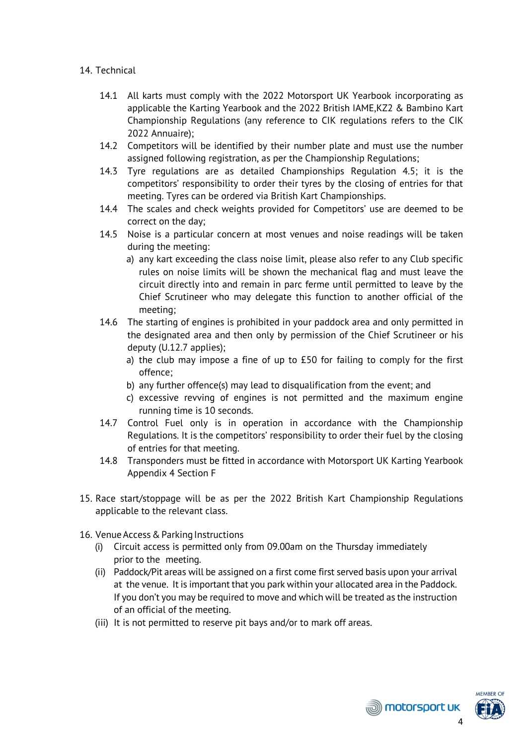14. Technical

    14.1 All karts must comply with the 2022 Motorsport UK Yearbook incorporating as applicable the Karting Yearbook and the 2022 British IAME,KZ2 & Bambino Kart Championship Regulations (any reference to CIK regulations refers to the CIK 2022 Annuaire);

    14.2 Competitors will be identified by their number plate and must use the number assigned following registration, as per the Championship Regulations;

    14.3 Tyre regulations are as detailed Championships Regulation 4.5; it is the competitors' responsibility to order their tyres by the closing of entries for that meeting. Tyres can be ordered via British Kart Championships.

    14.4 The scales and check weights provided for Competitors' use are deemed to be correct on the day;

    14.5 Noise is a particular concern at most venues and noise readings will be taken during the meeting:

    a) any kart exceeding the class noise limit, please also refer to any Club specific rules on noise limits will be shown the mechanical flag and must leave the circuit directly into and remain in parc ferme until permitted to leave by the Chief Scrutineer who may delegate this function to another official of the meeting;

    14.6 The starting of engines is prohibited in your paddock area and only permitted in the designated area and then only by permission of the Chief Scrutineer or his deputy (U.12.7 applies);

    a) the club may impose a fine of up to £50 for failing to comply for the first offence;
    b) any further offence(s) may lead to disqualification from the event; and
    c) excessive revving of engines is not permitted and the maximum engine running time is 10 seconds.

    14.7 Control Fuel only is in operation in accordance with the Championship Regulations. It is the competitors' responsibility to order their fuel by the closing of entries for that meeting.

    14.8 Transponders must be fitted in accordance with Motorsport UK Karting Yearbook Appendix 4 Section F

15. Race start/stoppage will be as per the 2022 British Kart Championship Regulations applicable to the relevant class.

16. Venue Access & Parking Instructions

    (i) Circuit access is permitted only from 09.00am on the Thursday immediately prior to the meeting.

    (ii) Paddock/Pit areas will be assigned on a first come first served basis upon your arrival at the venue. It is important that you park within your allocated area in the Paddock. If you don't you may be required to move and which will be treated as the instruction of an official of the meeting.

    (iii) It is not permitted to reserve pit bays and/or to mark off areas.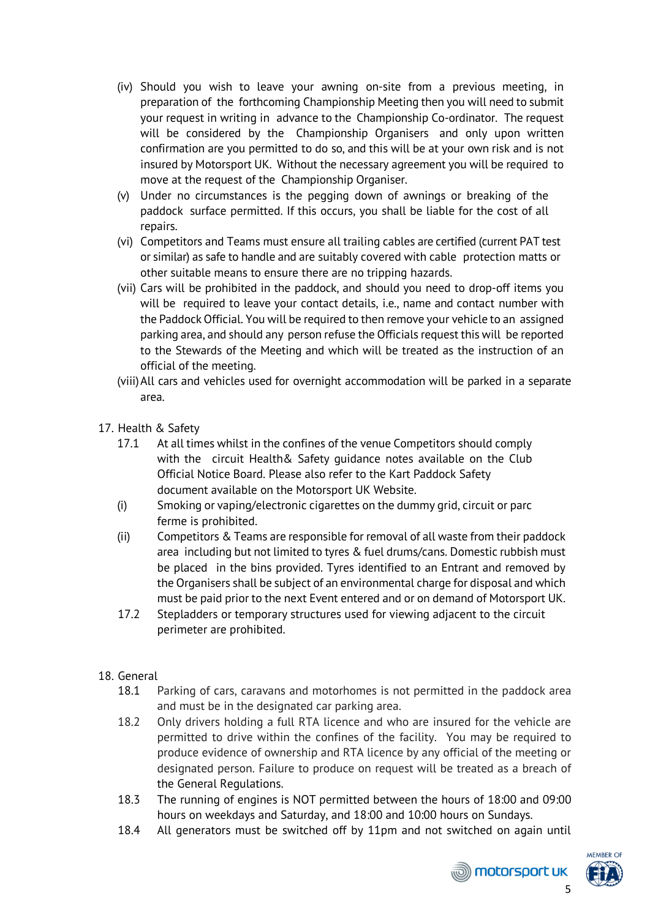(iv) Should you wish to leave your awning on-site from a previous meeting, in preparation of the forthcoming Championship Meeting then you will need to submit your request in writing in advance to the Championship Co-ordinator. The request will be considered by the Championship Organisers and only upon written confirmation are you permitted to do so, and this will be at your own risk and is not insured by Motorsport UK. Without the necessary agreement you will be required to move at the request of the Championship Organiser.

(v) Under no circumstances is the pegging down of awnings or breaking of the paddock surface permitted. If this occurs, you shall be liable for the cost of all repairs.

(vi) Competitors and Teams must ensure all trailing cables are certified (current PAT test or similar) as safe to handle and are suitably covered with cable protection matts or other suitable means to ensure there are no tripping hazards.

(vii) Cars will be prohibited in the paddock, and should you need to drop-off items you will be required to leave your contact details, i.e., name and contact number with the Paddock Official. You will be required to then remove your vehicle to an assigned parking area, and should any person refuse the Officials request this will be reported to the Stewards of the Meeting and which will be treated as the instruction of an official of the meeting.

(viii) All cars and vehicles used for overnight accommodation will be parked in a separate area.

17. Health & Safety

17.1 At all times whilst in the confines of the venue Competitors should comply with the circuit Health& Safety guidance notes available on the Club Official Notice Board. Please also refer to the Kart Paddock Safety document available on the Motorsport UK Website.

(i) Smoking or vaping/electronic cigarettes on the dummy grid, circuit or parc ferme is prohibited.

(ii) Competitors & Teams are responsible for removal of all waste from their paddock area including but not limited to tyres & fuel drums/cans. Domestic rubbish must be placed in the bins provided. Tyres identified to an Entrant and removed by the Organisers shall be subject of an environmental charge for disposal and which must be paid prior to the next Event entered and or on demand of Motorsport UK.

17.2 Stepladders or temporary structures used for viewing adjacent to the circuit perimeter are prohibited.

18. General

18.1 Parking of cars, caravans and motorhomes is not permitted in the paddock area and must be in the designated car parking area.

18.2 Only drivers holding a full RTA licence and who are insured for the vehicle are permitted to drive within the confines of the facility. You may be required to produce evidence of ownership and RTA licence by any official of the meeting or designated person. Failure to produce on request will be treated as a breach of the General Regulations.

18.3 The running of engines is NOT permitted between the hours of 18:00 and 09:00 hours on weekdays and Saturday, and 18:00 and 10:00 hours on Sundays.

18.4 All generators must be switched off by 11pm and not switched on again until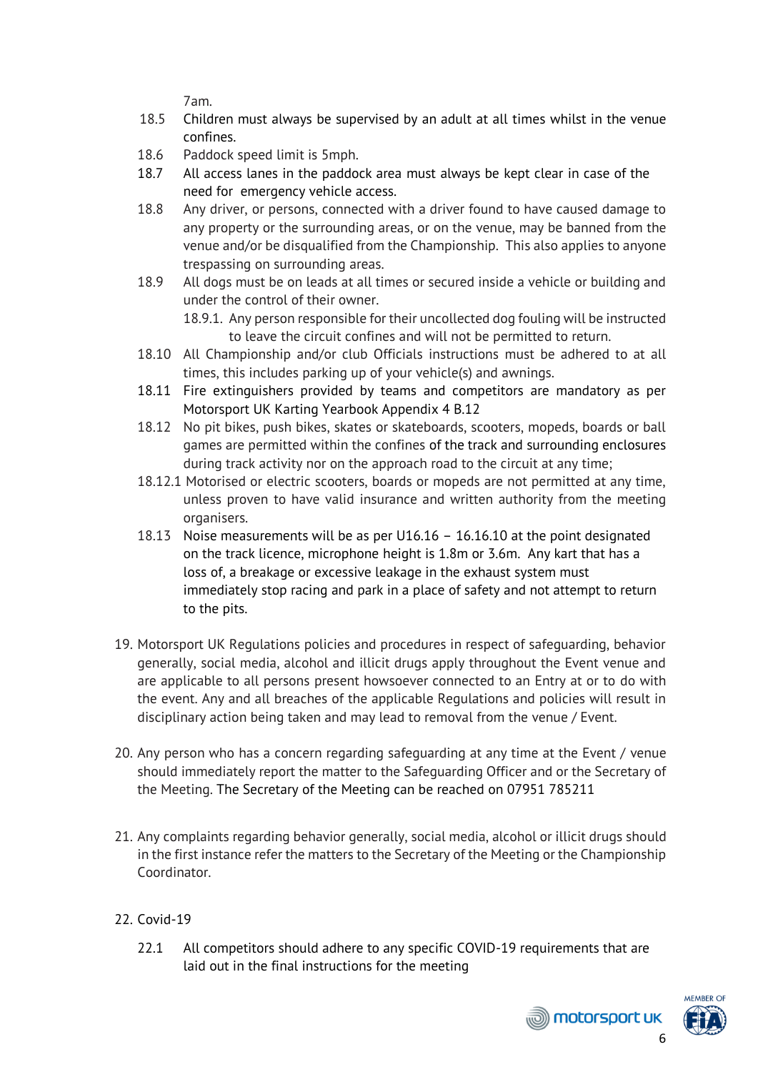7am.

18.5 Children must always be supervised by an adult at all times whilst in the venue confines.

18.6 Paddock speed limit is 5mph.

18.7 All access lanes in the paddock area must always be kept clear in case of the need for emergency vehicle access.

18.8 Any driver, or persons, connected with a driver found to have caused damage to any property or the surrounding areas, or on the venue, may be banned from the venue and/or be disqualified from the Championship. This also applies to anyone trespassing on surrounding areas.

18.9 All dogs must be on leads at all times or secured inside a vehicle or building and under the control of their owner.

18.9.1. Any person responsible for their uncollected dog fouling will be instructed to leave the circuit confines and will not be permitted to return.

18.10 All Championship and/or club Officials instructions must be adhered to at all times, this includes parking up of your vehicle(s) and awnings.

18.11 Fire extinguishers provided by teams and competitors are mandatory as per Motorsport UK Karting Yearbook Appendix 4 B.12

18.12 No pit bikes, push bikes, skates or skateboards, scooters, mopeds, boards or ball games are permitted within the confines of the track and surrounding enclosures during track activity nor on the approach road to the circuit at any time;

18.12.1 Motorised or electric scooters, boards or mopeds are not permitted at any time, unless proven to have valid insurance and written authority from the meeting organisers.

18.13 Noise measurements will be as per U16.16 – 16.16.10 at the point designated on the track licence, microphone height is 1.8m or 3.6m. Any kart that has a loss of, a breakage or excessive leakage in the exhaust system must immediately stop racing and park in a place of safety and not attempt to return to the pits.

19. Motorsport UK Regulations policies and procedures in respect of safeguarding, behavior generally, social media, alcohol and illicit drugs apply throughout the Event venue and are applicable to all persons present howsoever connected to an Entry at or to do with the event. Any and all breaches of the applicable Regulations and policies will result in disciplinary action being taken and may lead to removal from the venue / Event.

20. Any person who has a concern regarding safeguarding at any time at the Event / venue should immediately report the matter to the Safeguarding Officer and or the Secretary of the Meeting. The Secretary of the Meeting can be reached on 07951 785211

21. Any complaints regarding behavior generally, social media, alcohol or illicit drugs should in the first instance refer the matters to the Secretary of the Meeting or the Championship Coordinator.

22. Covid-19

22.1 All competitors should adhere to any specific COVID-19 requirements that are laid out in the final instructions for the meeting